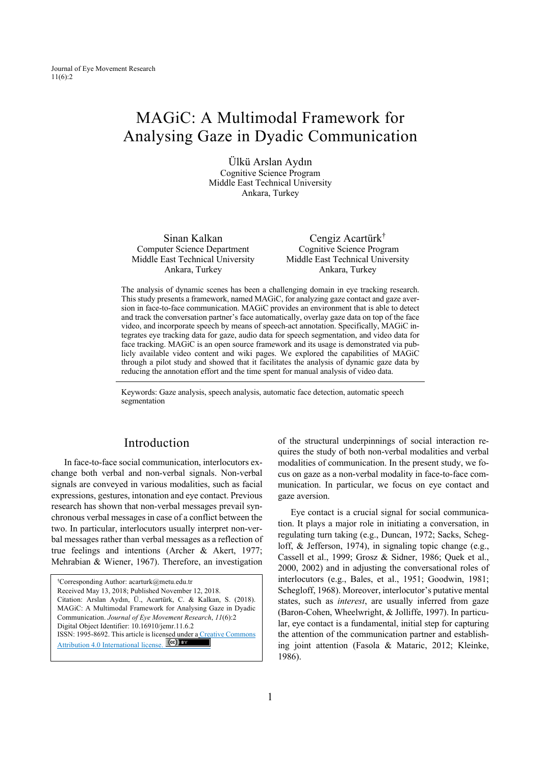# MAGiC: A Multimodal Framework for Analysing Gaze in Dyadic Communication

Ülkü Arslan Aydın  
Cognitive Science Program  
Middle East Technical University  
Ankara, Turkey

Sinan Kalkan  
Computer Science Department  
Middle East Technical University  
Ankara, Turkey

Cengiz Acartürk[†]  
Cognitive Science Program  
Middle East Technical University  
Ankara, Turkey

The analysis of dynamic scenes has been a challenging domain in eye tracking research. This study presents a framework, named MAGiC, for analyzing gaze contact and gaze aversion in face-to-face communication. MAGiC provides an environment that is able to detect and track the conversation partner's face automatically, overlay gaze data on top of the face video, and incorporate speech by means of speech-act annotation. Specifically, MAGiC integrates eye tracking data for gaze, audio data for speech segmentation, and video data for face tracking. MAGiC is an open source framework and its usage is demonstrated via publicly available video content and wiki pages. We explored the capabilities of MAGiC through a pilot study and showed that it facilitates the analysis of dynamic gaze data by reducing the annotation effort and the time spent for manual analysis of video data.

Keywords: Gaze analysis, speech analysis, automatic face detection, automatic speech segmentation

[†]Corresponding Author: acarturk@metu.edu.tr  
Received May 13, 2018; Published November 12, 2018.  
Citation: Arslan Aydın, Ü., Acartürk, C. & Kalkan, S. (2018). MAGiC: A Multimodal Framework for Analysing Gaze in Dyadic Communication. *Journal of Eye Movement Research*, *11*(6):2  
Digital Object Identifier: 10.16910/jemr.11.6.2  
ISSN: 1995-8692. This article is licensed under a Creative Commons Attribution 4.0 International license.

## Introduction

In face-to-face social communication, interlocutors exchange both verbal and non-verbal signals. Non-verbal signals are conveyed in various modalities, such as facial expressions, gestures, intonation and eye contact. Previous research has shown that non-verbal messages prevail synchronous verbal messages in case of a conflict between the two. In particular, interlocutors usually interpret non-verbal messages rather than verbal messages as a reflection of true feelings and intentions (Archer & Akert, 1977; Mehrabian & Wiener, 1967). Therefore, an investigation of the structural underpinnings of social interaction requires the study of both non-verbal modalities and verbal modalities of communication. In the present study, we focus on gaze as a non-verbal modality in face-to-face communication. In particular, we focus on eye contact and gaze aversion.

Eye contact is a crucial signal for social communication. It plays a major role in initiating a conversation, in regulating turn taking (e.g., Duncan, 1972; Sacks, Schegloff, & Jefferson, 1974), in signaling topic change (e.g., Cassell et al., 1999; Grosz & Sidner, 1986; Quek et al., 2000, 2002) and in adjusting the conversational roles of interlocutors (e.g., Bales, et al., 1951; Goodwin, 1981; Schegloff, 1968). Moreover, interlocutor's putative mental states, such as *interest*, are usually inferred from gaze (Baron-Cohen, Wheelwright, & Jolliffe, 1997). In particular, eye contact is a fundamental, initial step for capturing the attention of the communication partner and establishing joint attention (Fasola & Mataric, 2012; Kleinke, 1986).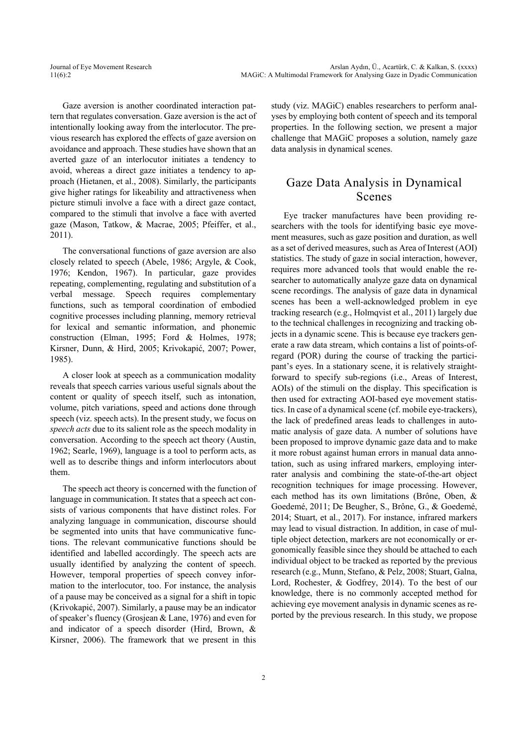Gaze aversion is another coordinated interaction pattern that regulates conversation. Gaze aversion is the act of intentionally looking away from the interlocutor. The previous research has explored the effects of gaze aversion on avoidance and approach. These studies have shown that an averted gaze of an interlocutor initiates a tendency to avoid, whereas a direct gaze initiates a tendency to approach (Hietanen, et al., 2008). Similarly, the participants give higher ratings for likeability and attractiveness when picture stimuli involve a face with a direct gaze contact, compared to the stimuli that involve a face with averted gaze (Mason, Tatkow, & Macrae, 2005; Pfeiffer, et al., 2011).

The conversational functions of gaze aversion are also closely related to speech (Abele, 1986; Argyle, & Cook, 1976; Kendon, 1967). In particular, gaze provides repeating, complementing, regulating and substitution of a verbal message. Speech requires complementary functions, such as temporal coordination of embodied cognitive processes including planning, memory retrieval for lexical and semantic information, and phonemic construction (Elman, 1995; Ford & Holmes, 1978; Kirsner, Dunn, & Hird, 2005; Krivokapić, 2007; Power, 1985).

A closer look at speech as a communication modality reveals that speech carries various useful signals about the content or quality of speech itself, such as intonation, volume, pitch variations, speed and actions done through speech (viz. speech acts). In the present study, we focus on *speech acts* due to its salient role as the speech modality in conversation. According to the speech act theory (Austin, 1962; Searle, 1969), language is a tool to perform acts, as well as to describe things and inform interlocutors about them.

The speech act theory is concerned with the function of language in communication. It states that a speech act consists of various components that have distinct roles. For analyzing language in communication, discourse should be segmented into units that have communicative functions. The relevant communicative functions should be identified and labelled accordingly. The speech acts are usually identified by analyzing the content of speech. However, temporal properties of speech convey information to the interlocutor, too. For instance, the analysis of a pause may be conceived as a signal for a shift in topic (Krivokapić, 2007). Similarly, a pause may be an indicator of speaker's fluency (Grosjean & Lane, 1976) and even for and indicator of a speech disorder (Hird, Brown, & Kirsner, 2006). The framework that we present in this study (viz. MAGiC) enables researchers to perform analyses by employing both content of speech and its temporal properties. In the following section, we present a major challenge that MAGiC proposes a solution, namely gaze data analysis in dynamical scenes.

## Gaze Data Analysis in Dynamical Scenes

Eye tracker manufactures have been providing researchers with the tools for identifying basic eye movement measures, such as gaze position and duration, as well as a set of derived measures, such as Area of Interest (AOI) statistics. The study of gaze in social interaction, however, requires more advanced tools that would enable the researcher to automatically analyze gaze data on dynamical scene recordings. The analysis of gaze data in dynamical scenes has been a well-acknowledged problem in eye tracking research (e.g., Holmqvist et al., 2011) largely due to the technical challenges in recognizing and tracking objects in a dynamic scene. This is because eye trackers generate a raw data stream, which contains a list of points-of-regard (POR) during the course of tracking the participant's eyes. In a stationary scene, it is relatively straightforward to specify sub-regions (i.e., Areas of Interest, AOIs) of the stimuli on the display. This specification is then used for extracting AOI-based eye movement statistics. In case of a dynamical scene (cf. mobile eye-trackers), the lack of predefined areas leads to challenges in automatic analysis of gaze data. A number of solutions have been proposed to improve dynamic gaze data and to make it more robust against human errors in manual data annotation, such as using infrared markers, employing interrater analysis and combining the state-of-the-art object recognition techniques for image processing. However, each method has its own limitations (Brône, Oben, & Goedemé, 2011; De Beugher, S., Brône, G., & Goedemé, 2014; Stuart, et al., 2017). For instance, infrared markers may lead to visual distraction. In addition, in case of multiple object detection, markers are not economically or ergonomically feasible since they should be attached to each individual object to be tracked as reported by the previous research (e.g., Munn, Stefano, & Pelz, 2008; Stuart, Galna, Lord, Rochester, & Godfrey, 2014). To the best of our knowledge, there is no commonly accepted method for achieving eye movement analysis in dynamic scenes as reported by the previous research. In this study, we propose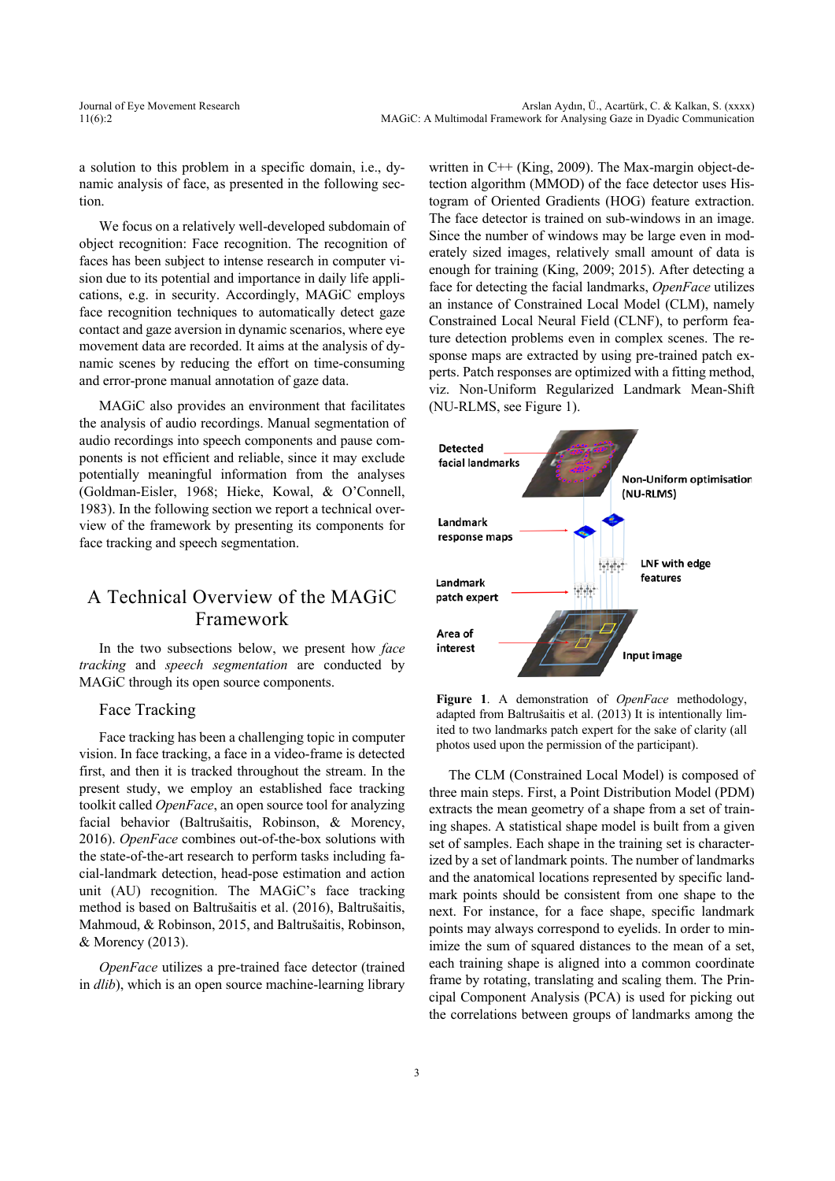a solution to this problem in a specific domain, i.e., dynamic analysis of face, as presented in the following section.

We focus on a relatively well-developed subdomain of object recognition: Face recognition. The recognition of faces has been subject to intense research in computer vision due to its potential and importance in daily life applications, e.g. in security. Accordingly, MAGiC employs face recognition techniques to automatically detect gaze contact and gaze aversion in dynamic scenarios, where eye movement data are recorded. It aims at the analysis of dynamic scenes by reducing the effort on time-consuming and error-prone manual annotation of gaze data.

MAGiC also provides an environment that facilitates the analysis of audio recordings. Manual segmentation of audio recordings into speech components and pause components is not efficient and reliable, since it may exclude potentially meaningful information from the analyses (Goldman-Eisler, 1968; Hieke, Kowal, & O'Connell, 1983). In the following section we report a technical overview of the framework by presenting its components for face tracking and speech segmentation.

# A Technical Overview of the MAGiC Framework

In the two subsections below, we present how *face tracking* and *speech segmentation* are conducted by MAGiC through its open source components.

## Face Tracking

Face tracking has been a challenging topic in computer vision. In face tracking, a face in a video-frame is detected first, and then it is tracked throughout the stream. In the present study, we employ an established face tracking toolkit called *OpenFace*, an open source tool for analyzing facial behavior (Baltrušaitis, Robinson, & Morency, 2016). *OpenFace* combines out-of-the-box solutions with the state-of-the-art research to perform tasks including facial-landmark detection, head-pose estimation and action unit (AU) recognition. The MAGiC's face tracking method is based on Baltrušaitis et al. (2016), Baltrušaitis, Mahmoud, & Robinson, 2015, and Baltrušaitis, Robinson, & Morency (2013).

*OpenFace* utilizes a pre-trained face detector (trained in *dlib*), which is an open source machine-learning library written in C++ (King, 2009). The Max-margin object-detection algorithm (MMOD) of the face detector uses Histogram of Oriented Gradients (HOG) feature extraction. The face detector is trained on sub-windows in an image. Since the number of windows may be large even in moderately sized images, relatively small amount of data is enough for training (King, 2009; 2015). After detecting a face for detecting the facial landmarks, *OpenFace* utilizes an instance of Constrained Local Model (CLM), namely Constrained Local Neural Field (CLNF), to perform feature detection problems even in complex scenes. The response maps are extracted by using pre-trained patch experts. Patch responses are optimized with a fitting method, viz. Non-Uniform Regularized Landmark Mean-Shift (NU-RLMS, see Figure 1).

**Figure 1**. A demonstration of *OpenFace* methodology, adapted from Baltrušaitis et al. (2013) It is intentionally limited to two landmarks patch expert for the sake of clarity (all photos used upon the permission of the participant).

The CLM (Constrained Local Model) is composed of three main steps. First, a Point Distribution Model (PDM) extracts the mean geometry of a shape from a set of training shapes. A statistical shape model is built from a given set of samples. Each shape in the training set is characterized by a set of landmark points. The number of landmarks and the anatomical locations represented by specific landmark points should be consistent from one shape to the next. For instance, for a face shape, specific landmark points may always correspond to eyelids. In order to minimize the sum of squared distances to the mean of a set, each training shape is aligned into a common coordinate frame by rotating, translating and scaling them. The Principal Component Analysis (PCA) is used for picking out the correlations between groups of landmarks among the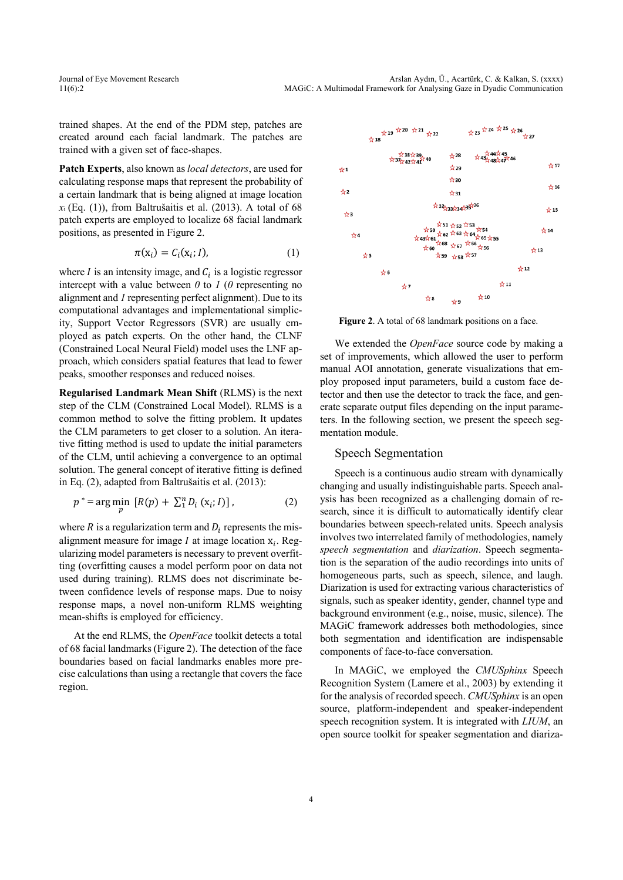trained shapes. At the end of the PDM step, patches are created around each facial landmark. The patches are trained with a given set of face-shapes.

**Patch Experts**, also known as *local detectors*, are used for calculating response maps that represent the probability of a certain landmark that is being aligned at image location $x_i$ (Eq. (1)), from Baltrušaitis et al. (2013). A total of 68 patch experts are employed to localize 68 facial landmark positions, as presented in Figure 2.

$$\pi(x_i) = C_i(x_i; I), \tag{1}$$

where $I$ is an intensity image, and $C_i$ is a logistic regressor intercept with a value between *0* to *1* (*0* representing no alignment and *1* representing perfect alignment). Due to its computational advantages and implementational simplicity, Support Vector Regressors (SVR) are usually employed as patch experts. On the other hand, the CLNF (Constrained Local Neural Field) model uses the LNF approach, which considers spatial features that lead to fewer peaks, smoother responses and reduced noises.

**Regularised Landmark Mean Shift** (RLMS) is the next step of the CLM (Constrained Local Model). RLMS is a common method to solve the fitting problem. It updates the CLM parameters to get closer to a solution. An iterative fitting method is used to update the initial parameters of the CLM, until achieving a convergence to an optimal solution. The general concept of iterative fitting is defined in Eq. (2), adapted from Baltrušaitis et al. (2013):

$$p^* = \arg\min_{p} \left[ R(p) + \textstyle\sum_1^n D_i\,(x_i; I) \right], \tag{2}$$

where $R$ is a regularization term and $D_i$ represents the misalignment measure for image $I$ at image location $x_i$. Regularizing model parameters is necessary to prevent overfitting (overfitting causes a model perform poor on data not used during training). RLMS does not discriminate between confidence levels of response maps. Due to noisy response maps, a novel non-uniform RLMS weighting mean-shifts is employed for efficiency.

At the end RLMS, the *OpenFace* toolkit detects a total of 68 facial landmarks (Figure 2). The detection of the face boundaries based on facial landmarks enables more precise calculations than using a rectangle that covers the face region.

**Figure 2**. A total of 68 landmark positions on a face.

We extended the *OpenFace* source code by making a set of improvements, which allowed the user to perform manual AOI annotation, generate visualizations that employ proposed input parameters, build a custom face detector and then use the detector to track the face, and generate separate output files depending on the input parameters. In the following section, we present the speech segmentation module.

## Speech Segmentation

Speech is a continuous audio stream with dynamically changing and usually indistinguishable parts. Speech analysis has been recognized as a challenging domain of research, since it is difficult to automatically identify clear boundaries between speech-related units. Speech analysis involves two interrelated family of methodologies, namely *speech segmentation* and *diarization*. Speech segmentation is the separation of the audio recordings into units of homogeneous parts, such as speech, silence, and laugh. Diarization is used for extracting various characteristics of signals, such as speaker identity, gender, channel type and background environment (e.g., noise, music, silence). The MAGiC framework addresses both methodologies, since both segmentation and identification are indispensable components of face-to-face conversation.

In MAGiC, we employed the *CMUSphinx* Speech Recognition System (Lamere et al., 2003) by extending it for the analysis of recorded speech. *CMUSphinx* is an open source, platform-independent and speaker-independent speech recognition system. It is integrated with *LIUM*, an open source toolkit for speaker segmentation and diariza-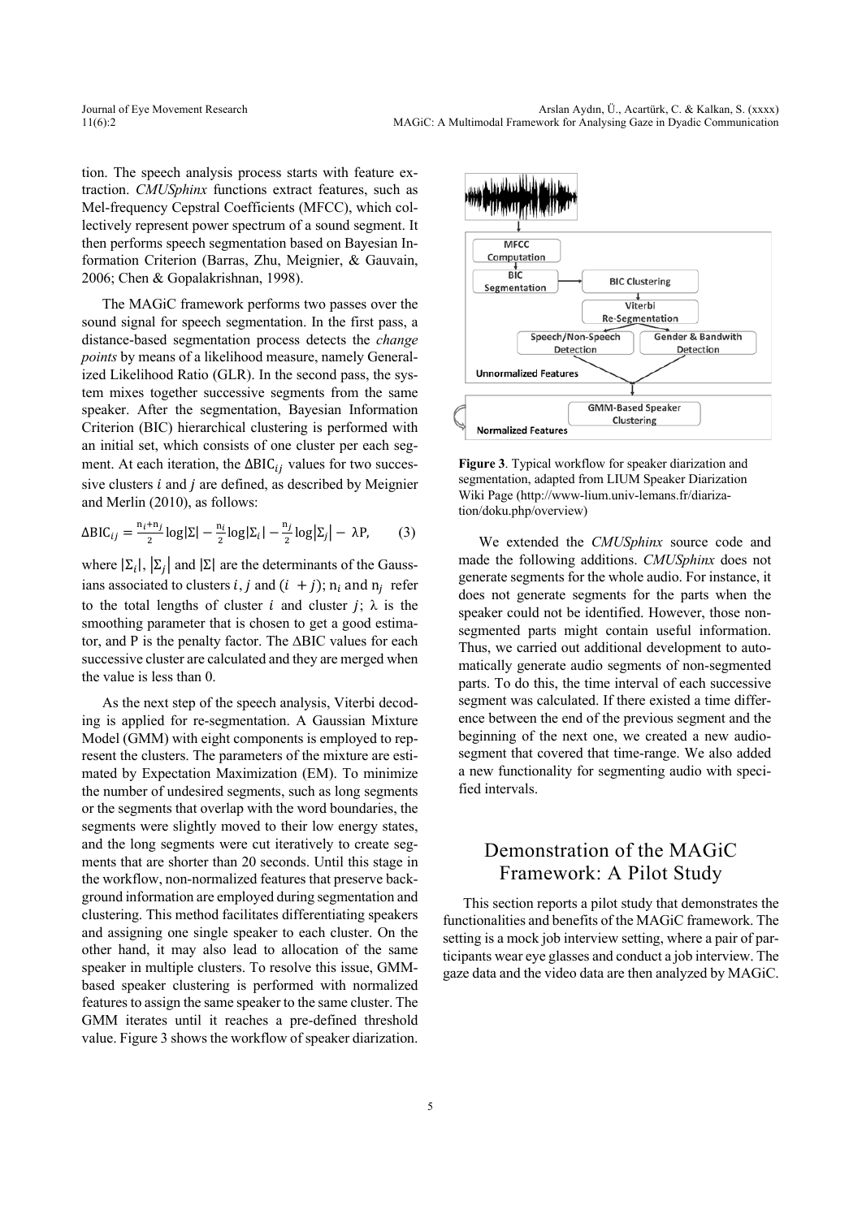tion. The speech analysis process starts with feature extraction. *CMUSphinx* functions extract features, such as Mel-frequency Cepstral Coefficients (MFCC), which collectively represent power spectrum of a sound segment. It then performs speech segmentation based on Bayesian Information Criterion (Barras, Zhu, Meignier, & Gauvain, 2006; Chen & Gopalakrishnan, 1998).

The MAGiC framework performs two passes over the sound signal for speech segmentation. In the first pass, a distance-based segmentation process detects the *change points* by means of a likelihood measure, namely Generalized Likelihood Ratio (GLR). In the second pass, the system mixes together successive segments from the same speaker. After the segmentation, Bayesian Information Criterion (BIC) hierarchical clustering is performed with an initial set, which consists of one cluster per each segment. At each iteration, the $\Delta\text{BIC}_{ij}$ values for two successive clusters $i$ and $j$ are defined, as described by Meignier and Merlin (2010), as follows:

$$\Delta\text{BIC}_{ij} = \frac{n_i + n_j}{2}\log|\Sigma| - \frac{n_i}{2}\log|\Sigma_i| - \frac{n_j}{2}\log|\Sigma_j| - \lambda P, \qquad (3)$$

where $|\Sigma_i|$, $|\Sigma_j|$ and $|\Sigma|$ are the determinants of the Gaussians associated to clusters $i$, $j$ and $(i + j)$; $n_i$ and $n_j$ refer to the total lengths of cluster $i$ and cluster $j$; $\lambda$ is the smoothing parameter that is chosen to get a good estimator, and P is the penalty factor. The $\Delta$BIC values for each successive cluster are calculated and they are merged when the value is less than 0.

As the next step of the speech analysis, Viterbi decoding is applied for re-segmentation. A Gaussian Mixture Model (GMM) with eight components is employed to represent the clusters. The parameters of the mixture are estimated by Expectation Maximization (EM). To minimize the number of undesired segments, such as long segments or the segments that overlap with the word boundaries, the segments were slightly moved to their low energy states, and the long segments were cut iteratively to create segments that are shorter than 20 seconds. Until this stage in the workflow, non-normalized features that preserve background information are employed during segmentation and clustering. This method facilitates differentiating speakers and assigning one single speaker to each cluster. On the other hand, it may also lead to allocation of the same speaker in multiple clusters. To resolve this issue, GMM-based speaker clustering is performed with normalized features to assign the same speaker to the same cluster. The GMM iterates until it reaches a pre-defined threshold value. Figure 3 shows the workflow of speaker diarization.

**Figure 3**. Typical workflow for speaker diarization and segmentation, adapted from LIUM Speaker Diarization Wiki Page (http://www-lium.univ-lemans.fr/diarization/doku.php/overview)

We extended the *CMUSphinx* source code and made the following additions. *CMUSphinx* does not generate segments for the whole audio. For instance, it does not generate segments for the parts when the speaker could not be identified. However, those non-segmented parts might contain useful information. Thus, we carried out additional development to automatically generate audio segments of non-segmented parts. To do this, the time interval of each successive segment was calculated. If there existed a time difference between the end of the previous segment and the beginning of the next one, we created a new audio-segment that covered that time-range. We also added a new functionality for segmenting audio with specified intervals.

## Demonstration of the MAGiC Framework: A Pilot Study

This section reports a pilot study that demonstrates the functionalities and benefits of the MAGiC framework. The setting is a mock job interview setting, where a pair of participants wear eye glasses and conduct a job interview. The gaze data and the video data are then analyzed by MAGiC.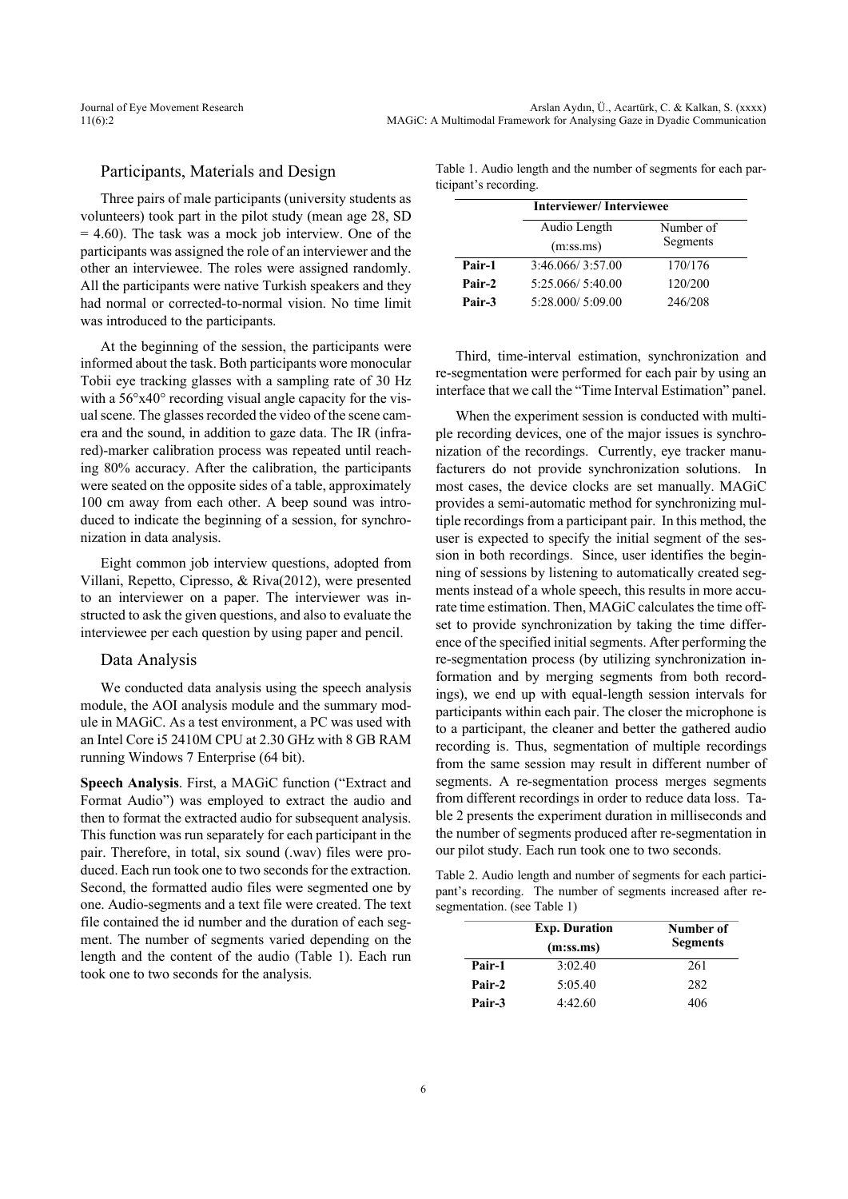## Participants, Materials and Design

Three pairs of male participants (university students as volunteers) took part in the pilot study (mean age 28, SD = 4.60). The task was a mock job interview. One of the participants was assigned the role of an interviewer and the other an interviewee. The roles were assigned randomly. All the participants were native Turkish speakers and they had normal or corrected-to-normal vision. No time limit was introduced to the participants.

At the beginning of the session, the participants were informed about the task. Both participants wore monocular Tobii eye tracking glasses with a sampling rate of 30 Hz with a 56°x40° recording visual angle capacity for the visual scene. The glasses recorded the video of the scene camera and the sound, in addition to gaze data. The IR (infrared)-marker calibration process was repeated until reaching 80% accuracy. After the calibration, the participants were seated on the opposite sides of a table, approximately 100 cm away from each other. A beep sound was introduced to indicate the beginning of a session, for synchronization in data analysis.

Eight common job interview questions, adopted from Villani, Repetto, Cipresso, & Riva(2012), were presented to an interviewer on a paper. The interviewer was instructed to ask the given questions, and also to evaluate the interviewee per each question by using paper and pencil.

## Data Analysis

We conducted data analysis using the speech analysis module, the AOI analysis module and the summary module in MAGiC. As a test environment, a PC was used with an Intel Core i5 2410M CPU at 2.30 GHz with 8 GB RAM running Windows 7 Enterprise (64 bit).

**Speech Analysis**. First, a MAGiC function ("Extract and Format Audio") was employed to extract the audio and then to format the extracted audio for subsequent analysis. This function was run separately for each participant in the pair. Therefore, in total, six sound (.wav) files were produced. Each run took one to two seconds for the extraction. Second, the formatted audio files were segmented one by one. Audio-segments and a text file were created. The text file contained the id number and the duration of each segment. The number of segments varied depending on the length and the content of the audio (Table 1). Each run took one to two seconds for the analysis.

Table 1. Audio length and the number of segments for each participant's recording.

| | Interviewer/ Interviewee | |
|---|---|---|
| | Audio Length (m:ss.ms) | Number of Segments |
| **Pair-1** | 3:46.066/ 3:57.00 | 170/176 |
| **Pair-2** | 5:25.066/ 5:40.00 | 120/200 |
| **Pair-3** | 5:28.000/ 5:09.00 | 246/208 |

Third, time-interval estimation, synchronization and re-segmentation were performed for each pair by using an interface that we call the "Time Interval Estimation" panel.

When the experiment session is conducted with multiple recording devices, one of the major issues is synchronization of the recordings. Currently, eye tracker manufacturers do not provide synchronization solutions. In most cases, the device clocks are set manually. MAGiC provides a semi-automatic method for synchronizing multiple recordings from a participant pair. In this method, the user is expected to specify the initial segment of the session in both recordings. Since, user identifies the beginning of sessions by listening to automatically created segments instead of a whole speech, this results in more accurate time estimation. Then, MAGiC calculates the time offset to provide synchronization by taking the time difference of the specified initial segments. After performing the re-segmentation process (by utilizing synchronization information and by merging segments from both recordings), we end up with equal-length session intervals for participants within each pair. The closer the microphone is to a participant, the cleaner and better the gathered audio recording is. Thus, segmentation of multiple recordings from the same session may result in different number of segments. A re-segmentation process merges segments from different recordings in order to reduce data loss. Table 2 presents the experiment duration in milliseconds and the number of segments produced after re-segmentation in our pilot study. Each run took one to two seconds.

Table 2. Audio length and number of segments for each participant's recording. The number of segments increased after re-segmentation. (see Table 1)

| | Exp. Duration (m:ss.ms) | Number of Segments |
|---|---|---|
| **Pair-1** | 3:02.40 | 261 |
| **Pair-2** | 5:05.40 | 282 |
| **Pair-3** | 4:42.60 | 406 |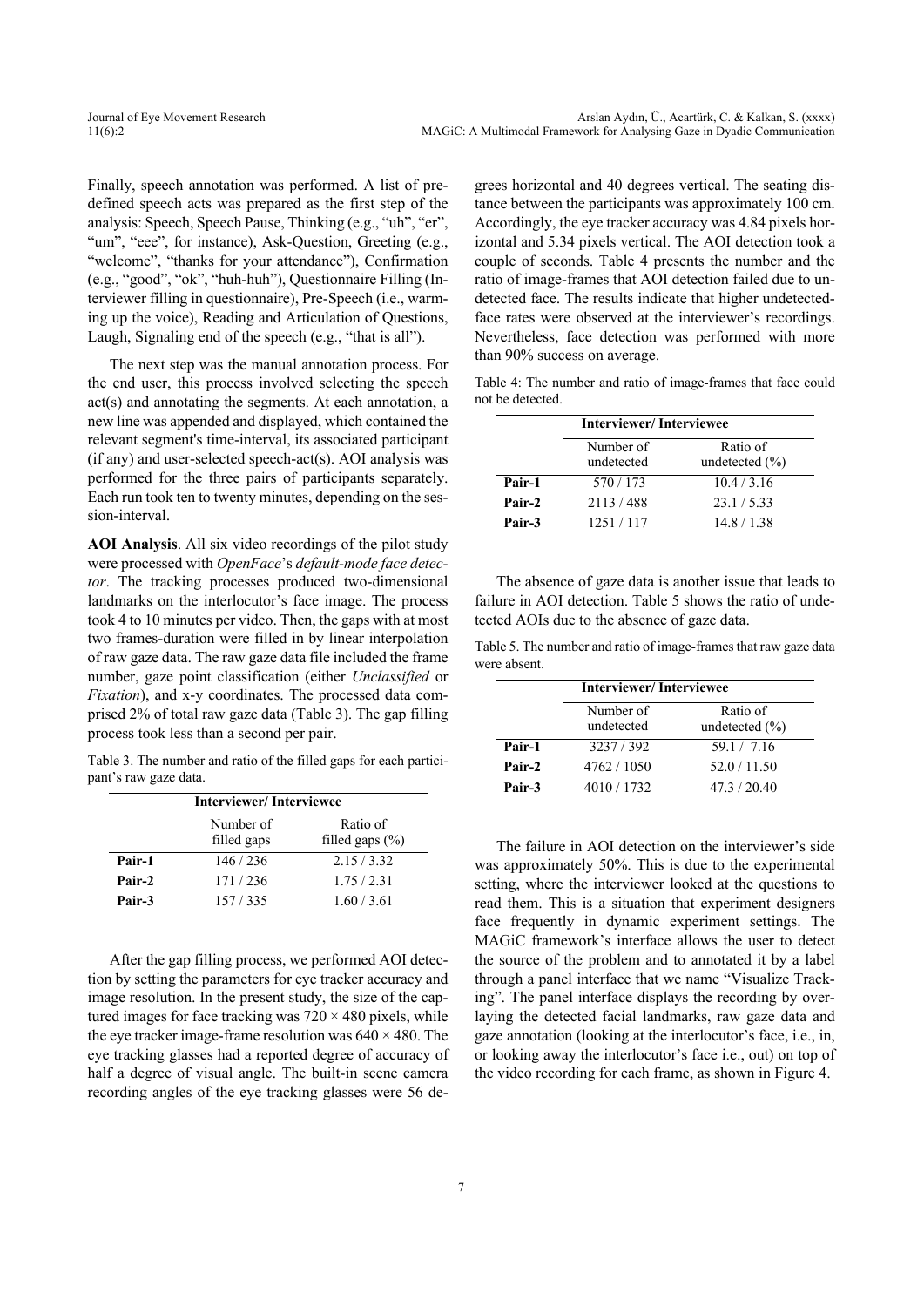Finally, speech annotation was performed. A list of predefined speech acts was prepared as the first step of the analysis: Speech, Speech Pause, Thinking (e.g., "uh", "er", "um", "eee", for instance), Ask-Question, Greeting (e.g., "welcome", "thanks for your attendance"), Confirmation (e.g., "good", "ok", "huh-huh"), Questionnaire Filling (Interviewer filling in questionnaire), Pre-Speech (i.e., warming up the voice), Reading and Articulation of Questions, Laugh, Signaling end of the speech (e.g., "that is all").

The next step was the manual annotation process. For the end user, this process involved selecting the speech act(s) and annotating the segments. At each annotation, a new line was appended and displayed, which contained the relevant segment's time-interval, its associated participant (if any) and user-selected speech-act(s). AOI analysis was performed for the three pairs of participants separately. Each run took ten to twenty minutes, depending on the session-interval.

**AOI Analysis**. All six video recordings of the pilot study were processed with *OpenFace*'s *default-mode face detector*. The tracking processes produced two-dimensional landmarks on the interlocutor's face image. The process took 4 to 10 minutes per video. Then, the gaps with at most two frames-duration were filled in by linear interpolation of raw gaze data. The raw gaze data file included the frame number, gaze point classification (either *Unclassified* or *Fixation*), and x-y coordinates. The processed data comprised 2% of total raw gaze data (Table 3). The gap filling process took less than a second per pair.

Table 3. The number and ratio of the filled gaps for each participant's raw gaze data.

| | Interviewer/ Interviewee | |
|---|---|---|
| | Number of filled gaps | Ratio of filled gaps (%) |
| **Pair-1** | 146 / 236 | 2.15 / 3.32 |
| **Pair-2** | 171 / 236 | 1.75 / 2.31 |
| **Pair-3** | 157 / 335 | 1.60 / 3.61 |

After the gap filling process, we performed AOI detection by setting the parameters for eye tracker accuracy and image resolution. In the present study, the size of the captured images for face tracking was 720 × 480 pixels, while the eye tracker image-frame resolution was 640 × 480. The eye tracking glasses had a reported degree of accuracy of half a degree of visual angle. The built-in scene camera recording angles of the eye tracking glasses were 56 degrees horizontal and 40 degrees vertical. The seating distance between the participants was approximately 100 cm. Accordingly, the eye tracker accuracy was 4.84 pixels horizontal and 5.34 pixels vertical. The AOI detection took a couple of seconds. Table 4 presents the number and the ratio of image-frames that AOI detection failed due to undetected face. The results indicate that higher undetected-face rates were observed at the interviewer's recordings. Nevertheless, face detection was performed with more than 90% success on average.

Table 4: The number and ratio of image-frames that face could not be detected.

| | Interviewer/ Interviewee | |
|---|---|---|
| | Number of undetected | Ratio of undetected (%) |
| **Pair-1** | 570 / 173 | 10.4 / 3.16 |
| **Pair-2** | 2113 / 488 | 23.1 / 5.33 |
| **Pair-3** | 1251 / 117 | 14.8 / 1.38 |

The absence of gaze data is another issue that leads to failure in AOI detection. Table 5 shows the ratio of undetected AOIs due to the absence of gaze data.

Table 5. The number and ratio of image-frames that raw gaze data were absent.

| | Interviewer/ Interviewee | |
|---|---|---|
| | Number of undetected | Ratio of undetected (%) |
| **Pair-1** | 3237 / 392 | 59.1 / 7.16 |
| **Pair-2** | 4762 / 1050 | 52.0 / 11.50 |
| **Pair-3** | 4010 / 1732 | 47.3 / 20.40 |

The failure in AOI detection on the interviewer's side was approximately 50%. This is due to the experimental setting, where the interviewer looked at the questions to read them. This is a situation that experiment designers face frequently in dynamic experiment settings. The MAGiC framework's interface allows the user to detect the source of the problem and to annotated it by a label through a panel interface that we name "Visualize Tracking". The panel interface displays the recording by overlaying the detected facial landmarks, raw gaze data and gaze annotation (looking at the interlocutor's face, i.e., in, or looking away the interlocutor's face i.e., out) on top of the video recording for each frame, as shown in Figure 4.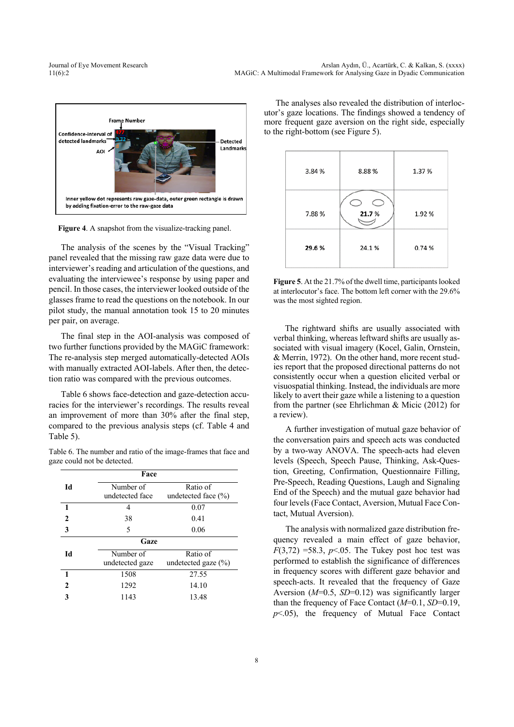**Figure 4**. A snapshot from the visualize-tracking panel.

The analysis of the scenes by the "Visual Tracking" panel revealed that the missing raw gaze data were due to interviewer's reading and articulation of the questions, and evaluating the interviewee's response by using paper and pencil. In those cases, the interviewer looked outside of the glasses frame to read the questions on the notebook. In our pilot study, the manual annotation took 15 to 20 minutes per pair, on average.

The final step in the AOI-analysis was composed of two further functions provided by the MAGiC framework: The re-analysis step merged automatically-detected AOIs with manually extracted AOI-labels. After then, the detection ratio was compared with the previous outcomes.

Table 6 shows face-detection and gaze-detection accuracies for the interviewer's recordings. The results reveal an improvement of more than 30% after the final step, compared to the previous analysis steps (cf. Table 4 and Table 5).

Table 6. The number and ratio of the image-frames that face and gaze could not be detected.

| Id | Number of undetected face | Ratio of undetected face (%) |
|---|---|---|
| **Face** | | |
| 1 | 4 | 0.07 |
| 2 | 38 | 0.41 |
| 3 | 5 | 0.06 |
| **Gaze** | | |
| **Id** | **Number of undetected gaze** | **Ratio of undetected gaze (%)** |
| 1 | 1508 | 27.55 |
| 2 | 1292 | 14.10 |
| 3 | 1143 | 13.48 |

The analyses also revealed the distribution of interlocutor's gaze locations. The findings showed a tendency of more frequent gaze aversion on the right side, especially to the right-bottom (see Figure 5).

| | | |
|---|---|---|
| 3.84 % | 8.88 % | 1.37 % |
| 7.88 % | **21.7** % | 1.92 % |
| **29.6 %** | 24.1 % | 0.74 % |

**Figure 5**. At the 21.7% of the dwell time, participants looked at interlocutor's face. The bottom left corner with the 29.6% was the most sighted region.

The rightward shifts are usually associated with verbal thinking, whereas leftward shifts are usually associated with visual imagery (Kocel, Galin, Ornstein, & Merrin, 1972). On the other hand, more recent studies report that the proposed directional patterns do not consistently occur when a question elicited verbal or visuospatial thinking. Instead, the individuals are more likely to avert their gaze while a listening to a question from the partner (see Ehrlichman & Micic (2012) for a review).

A further investigation of mutual gaze behavior of the conversation pairs and speech acts was conducted by a two-way ANOVA. The speech-acts had eleven levels (Speech, Speech Pause, Thinking, Ask-Question, Greeting, Confirmation, Questionnaire Filling, Pre-Speech, Reading Questions, Laugh and Signaling End of the Speech) and the mutual gaze behavior had four levels (Face Contact, Aversion, Mutual Face Contact, Mutual Aversion).

The analysis with normalized gaze distribution frequency revealed a main effect of gaze behavior, $F(3,72)=58.3$, $p<.05$. The Tukey post hoc test was performed to establish the significance of differences in frequency scores with different gaze behavior and speech-acts. It revealed that the frequency of Gaze Aversion ($M$=0.5, $SD$=0.12) was significantly larger than the frequency of Face Contact ($M$=0.1, $SD$=0.19, $p<.05$), the frequency of Mutual Face Contact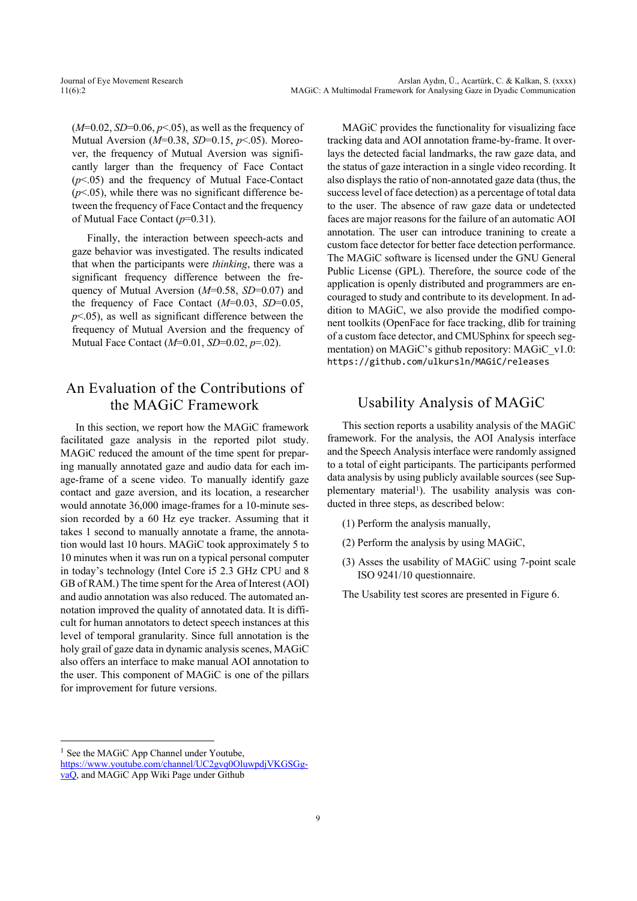($M$=0.02, $SD$=0.06, $p$<.05), as well as the frequency of Mutual Aversion ($M$=0.38, $SD$=0.15, $p$<.05). Moreover, the frequency of Mutual Aversion was significantly larger than the frequency of Face Contact ($p$<.05) and the frequency of Mutual Face-Contact ($p$<.05), while there was no significant difference between the frequency of Face Contact and the frequency of Mutual Face Contact ($p$=0.31).

Finally, the interaction between speech-acts and gaze behavior was investigated. The results indicated that when the participants were *thinking*, there was a significant frequency difference between the frequency of Mutual Aversion ($M$=0.58, $SD$=0.07) and the frequency of Face Contact ($M$=0.03, $SD$=0.05, $p$<.05), as well as significant difference between the frequency of Mutual Aversion and the frequency of Mutual Face Contact ($M$=0.01, $SD$=0.02, $p$=.02).

## An Evaluation of the Contributions of the MAGiC Framework

In this section, we report how the MAGiC framework facilitated gaze analysis in the reported pilot study. MAGiC reduced the amount of the time spent for preparing manually annotated gaze and audio data for each image-frame of a scene video. To manually identify gaze contact and gaze aversion, and its location, a researcher would annotate 36,000 image-frames for a 10-minute session recorded by a 60 Hz eye tracker. Assuming that it takes 1 second to manually annotate a frame, the annotation would last 10 hours. MAGiC took approximately 5 to 10 minutes when it was run on a typical personal computer in today's technology (Intel Core i5 2.3 GHz CPU and 8 GB of RAM.) The time spent for the Area of Interest (AOI) and audio annotation was also reduced. The automated annotation improved the quality of annotated data. It is difficult for human annotators to detect speech instances at this level of temporal granularity. Since full annotation is the holy grail of gaze data in dynamic analysis scenes, MAGiC also offers an interface to make manual AOI annotation to the user. This component of MAGiC is one of the pillars for improvement for future versions.

MAGiC provides the functionality for visualizing face tracking data and AOI annotation frame-by-frame. It overlays the detected facial landmarks, the raw gaze data, and the status of gaze interaction in a single video recording. It also displays the ratio of non-annotated gaze data (thus, the success level of face detection) as a percentage of total data to the user. The absence of raw gaze data or undetected faces are major reasons for the failure of an automatic AOI annotation. The user can introduce tranining to create a custom face detector for better face detection performance. The MAGiC software is licensed under the GNU General Public License (GPL). Therefore, the source code of the application is openly distributed and programmers are encouraged to study and contribute to its development. In addition to MAGiC, we also provide the modified component toolkits (OpenFace for face tracking, dlib for training of a custom face detector, and CMUSphinx for speech segmentation) on MAGiC's github repository: MAGiC_v1.0: `https://github.com/ulkursln/MAGiC/releases`

## Usability Analysis of MAGiC

This section reports a usability analysis of the MAGiC framework. For the analysis, the AOI Analysis interface and the Speech Analysis interface were randomly assigned to a total of eight participants. The participants performed data analysis by using publicly available sources (see Supplementary material[1]). The usability analysis was conducted in three steps, as described below:

(1) Perform the analysis manually,

(2) Perform the analysis by using MAGiC,

(3) Asses the usability of MAGiC using 7-point scale ISO 9241/10 questionnaire.

The Usability test scores are presented in Figure 6.

---

[1] See the MAGiC App Channel under Youtube, https://www.youtube.com/channel/UC2gvq0OluwpdjVKGSGg-vaQ, and MAGiC App Wiki Page under Github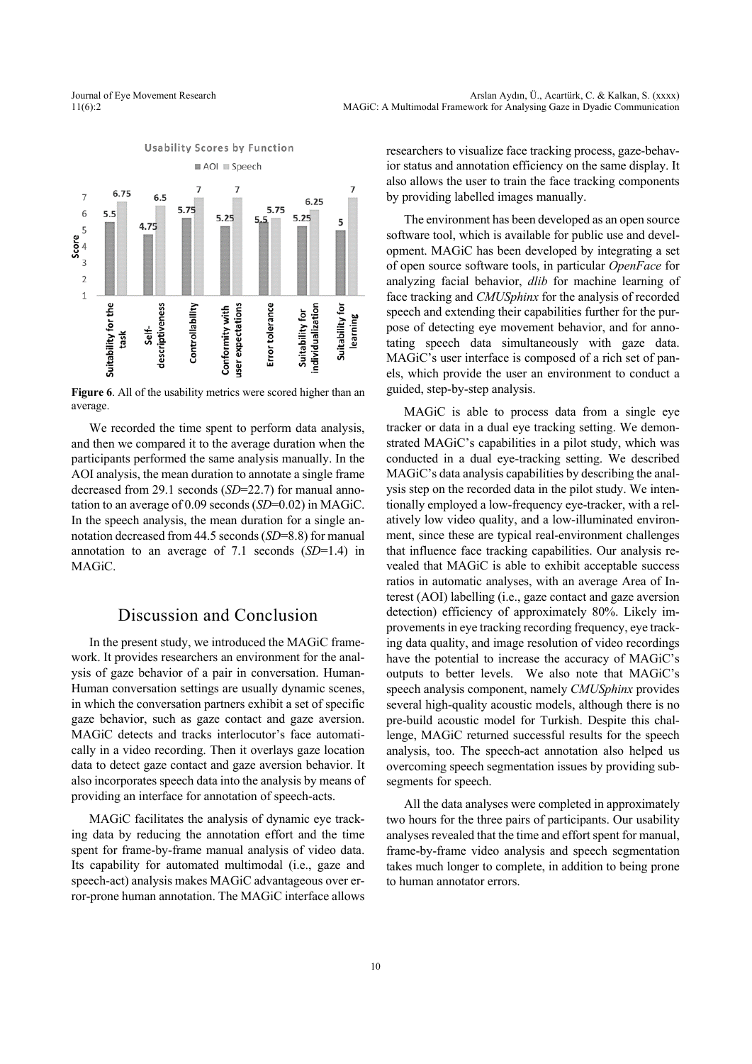**Figure 6**. All of the usability metrics were scored higher than an average.

We recorded the time spent to perform data analysis, and then we compared it to the average duration when the participants performed the same analysis manually. In the AOI analysis, the mean duration to annotate a single frame decreased from 29.1 seconds (*SD*=22.7) for manual annotation to an average of 0.09 seconds (*SD*=0.02) in MAGiC. In the speech analysis, the mean duration for a single annotation decreased from 44.5 seconds (*SD*=8.8) for manual annotation to an average of 7.1 seconds (*SD*=1.4) in MAGiC.

## Discussion and Conclusion

In the present study, we introduced the MAGiC framework. It provides researchers an environment for the analysis of gaze behavior of a pair in conversation. Human-Human conversation settings are usually dynamic scenes, in which the conversation partners exhibit a set of specific gaze behavior, such as gaze contact and gaze aversion. MAGiC detects and tracks interlocutor's face automatically in a video recording. Then it overlays gaze location data to detect gaze contact and gaze aversion behavior. It also incorporates speech data into the analysis by means of providing an interface for annotation of speech-acts.

MAGiC facilitates the analysis of dynamic eye tracking data by reducing the annotation effort and the time spent for frame-by-frame manual analysis of video data. Its capability for automated multimodal (i.e., gaze and speech-act) analysis makes MAGiC advantageous over error-prone human annotation. The MAGiC interface allows researchers to visualize face tracking process, gaze-behavior status and annotation efficiency on the same display. It also allows the user to train the face tracking components by providing labelled images manually.

The environment has been developed as an open source software tool, which is available for public use and development. MAGiC has been developed by integrating a set of open source software tools, in particular *OpenFace* for analyzing facial behavior, *dlib* for machine learning of face tracking and *CMUSphinx* for the analysis of recorded speech and extending their capabilities further for the purpose of detecting eye movement behavior, and for annotating speech data simultaneously with gaze data. MAGiC's user interface is composed of a rich set of panels, which provide the user an environment to conduct a guided, step-by-step analysis.

MAGiC is able to process data from a single eye tracker or data in a dual eye tracking setting. We demonstrated MAGiC's capabilities in a pilot study, which was conducted in a dual eye-tracking setting. We described MAGiC's data analysis capabilities by describing the analysis step on the recorded data in the pilot study. We intentionally employed a low-frequency eye-tracker, with a relatively low video quality, and a low-illuminated environment, since these are typical real-environment challenges that influence face tracking capabilities. Our analysis revealed that MAGiC is able to exhibit acceptable success ratios in automatic analyses, with an average Area of Interest (AOI) labelling (i.e., gaze contact and gaze aversion detection) efficiency of approximately 80%. Likely improvements in eye tracking recording frequency, eye tracking data quality, and image resolution of video recordings have the potential to increase the accuracy of MAGiC's outputs to better levels. We also note that MAGiC's speech analysis component, namely *CMUSphinx* provides several high-quality acoustic models, although there is no pre-build acoustic model for Turkish. Despite this challenge, MAGiC returned successful results for the speech analysis, too. The speech-act annotation also helped us overcoming speech segmentation issues by providing subsegments for speech.

All the data analyses were completed in approximately two hours for the three pairs of participants. Our usability analyses revealed that the time and effort spent for manual, frame-by-frame video analysis and speech segmentation takes much longer to complete, in addition to being prone to human annotator errors.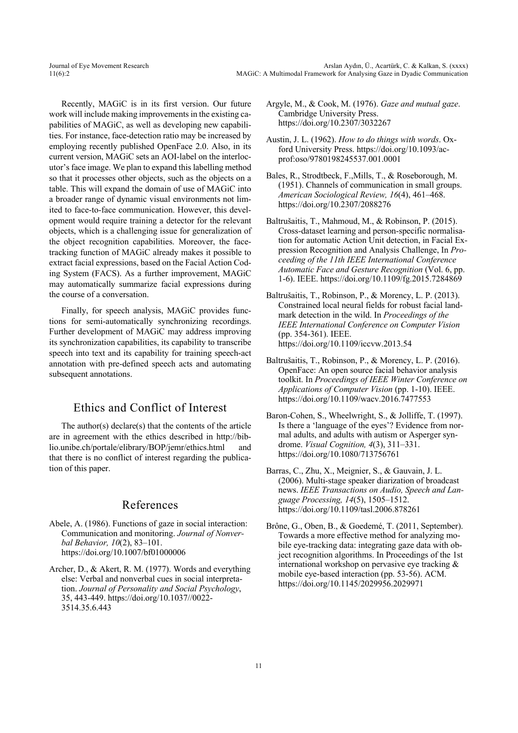Recently, MAGiC is in its first version. Our future work will include making improvements in the existing capabilities of MAGiC, as well as developing new capabilities. For instance, face-detection ratio may be increased by employing recently published OpenFace 2.0. Also, in its current version, MAGiC sets an AOI-label on the interlocutor's face image. We plan to expand this labelling method so that it processes other objects, such as the objects on a table. This will expand the domain of use of MAGiC into a broader range of dynamic visual environments not limited to face-to-face communication. However, this development would require training a detector for the relevant objects, which is a challenging issue for generalization of the object recognition capabilities. Moreover, the face-tracking function of MAGiC already makes it possible to extract facial expressions, based on the Facial Action Coding System (FACS). As a further improvement, MAGiC may automatically summarize facial expressions during the course of a conversation.

Finally, for speech analysis, MAGiC provides functions for semi-automatically synchronizing recordings. Further development of MAGiC may address improving its synchronization capabilities, its capability to transcribe speech into text and its capability for training speech-act annotation with pre-defined speech acts and automating subsequent annotations.

## Ethics and Conflict of Interest

The author(s) declare(s) that the contents of the article are in agreement with the ethics described in http://biblio.unibe.ch/portale/elibrary/BOP/jemr/ethics.html and that there is no conflict of interest regarding the publication of this paper.

## References

Abele, A. (1986). Functions of gaze in social interaction: Communication and monitoring. *Journal of Nonverbal Behavior, 10*(2), 83–101. https://doi.org/10.1007/bf01000006

Archer, D., & Akert, R. M. (1977). Words and everything else: Verbal and nonverbal cues in social interpretation. *Journal of Personality and Social Psychology*, 35, 443-449. https://doi.org/10.1037//0022-3514.35.6.443

Argyle, M., & Cook, M. (1976). *Gaze and mutual gaze*. Cambridge University Press. https://doi.org/10.2307/3032267

Austin, J. L. (1962). *How to do things with words*. Oxford University Press. https://doi.org/10.1093/acprof:oso/9780198245537.001.0001

Bales, R., Strodtbeck, F.,Mills, T., & Roseborough, M. (1951). Channels of communication in small groups. *American Sociological Review, 16*(4), 461–468. https://doi.org/10.2307/2088276

Baltrušaitis, T., Mahmoud, M., & Robinson, P. (2015). Cross-dataset learning and person-specific normalisation for automatic Action Unit detection, in Facial Expression Recognition and Analysis Challenge, In *Proceeding of the 11th IEEE International Conference Automatic Face and Gesture Recognition* (Vol. 6, pp. 1-6). IEEE. https://doi.org/10.1109/fg.2015.7284869

Baltrušaitis, T., Robinson, P., & Morency, L. P. (2013). Constrained local neural fields for robust facial landmark detection in the wild. In *Proceedings of the IEEE International Conference on Computer Vision* (pp. 354-361). IEEE. https://doi.org/10.1109/iccvw.2013.54

Baltrušaitis, T., Robinson, P., & Morency, L. P. (2016). OpenFace: An open source facial behavior analysis toolkit. In *Proceedings of IEEE Winter Conference on Applications of Computer Vision* (pp. 1-10). IEEE. https://doi.org/10.1109/wacv.2016.7477553

Baron-Cohen, S., Wheelwright, S., & Jolliffe, T. (1997). Is there a 'language of the eyes'? Evidence from normal adults, and adults with autism or Asperger syndrome. *Visual Cognition, 4*(3), 311–331. https://doi.org/10.1080/713756761

Barras, C., Zhu, X., Meignier, S., & Gauvain, J. L. (2006). Multi-stage speaker diarization of broadcast news. *IEEE Transactions on Audio, Speech and Language Processing, 14*(5), 1505–1512. https://doi.org/10.1109/tasl.2006.878261

Brône, G., Oben, B., & Goedemé, T. (2011, September). Towards a more effective method for analyzing mobile eye-tracking data: integrating gaze data with object recognition algorithms. In Proceedings of the 1st international workshop on pervasive eye tracking & mobile eye-based interaction (pp. 53-56). ACM. https://doi.org/10.1145/2029956.2029971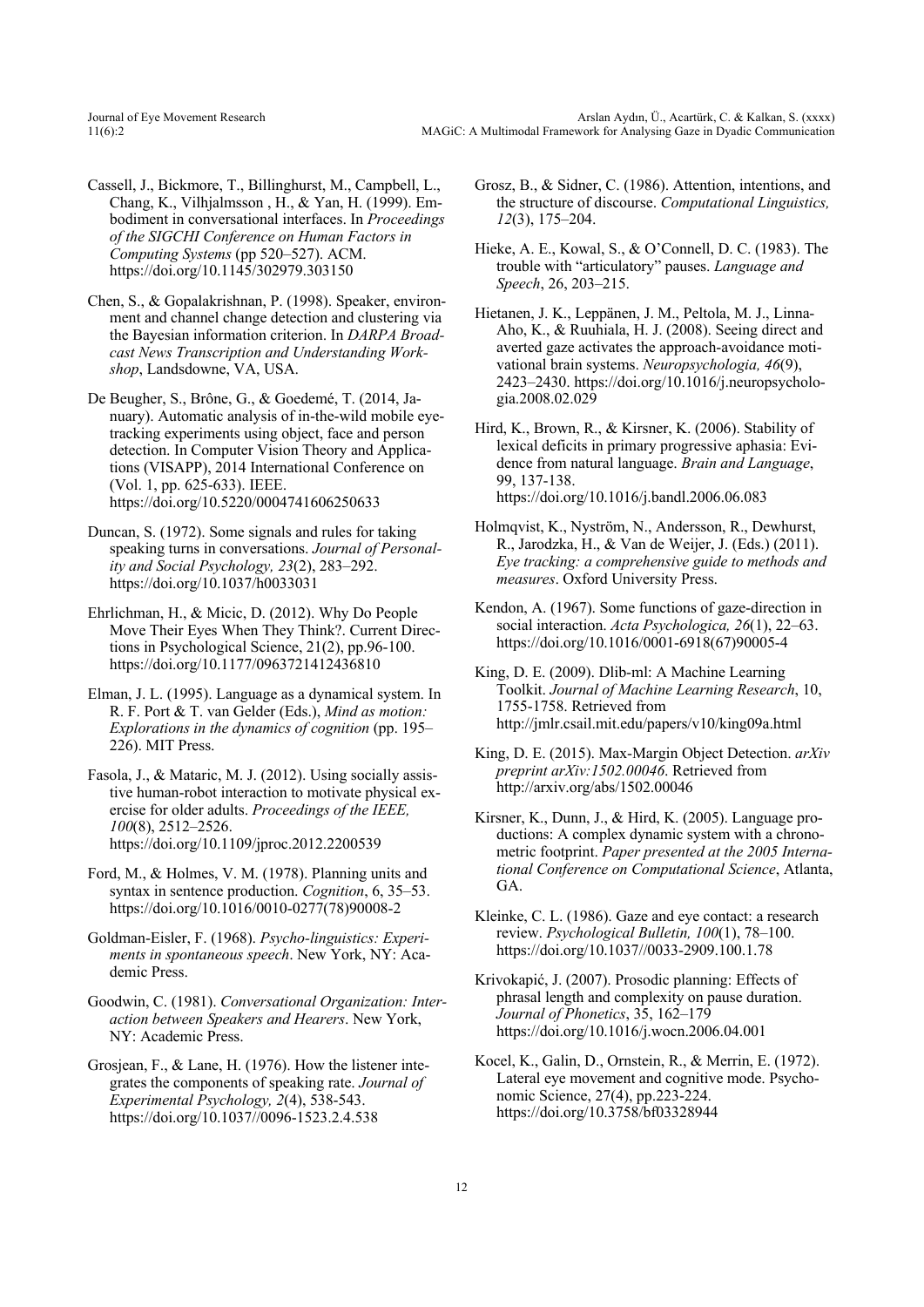Cassell, J., Bickmore, T., Billinghurst, M., Campbell, L., Chang, K., Vilhjalmsson , H., & Yan, H. (1999). Embodiment in conversational interfaces. In *Proceedings of the SIGCHI Conference on Human Factors in Computing Systems* (pp 520–527). ACM. https://doi.org/10.1145/302979.303150

Chen, S., & Gopalakrishnan, P. (1998). Speaker, environment and channel change detection and clustering via the Bayesian information criterion. In *DARPA Broadcast News Transcription and Understanding Workshop*, Landsdowne, VA, USA.

De Beugher, S., Brône, G., & Goedemé, T. (2014, January). Automatic analysis of in-the-wild mobile eye-tracking experiments using object, face and person detection. In Computer Vision Theory and Applications (VISAPP), 2014 International Conference on (Vol. 1, pp. 625-633). IEEE. https://doi.org/10.5220/0004741606250633

Duncan, S. (1972). Some signals and rules for taking speaking turns in conversations. *Journal of Personality and Social Psychology, 23*(2), 283–292. https://doi.org/10.1037/h0033031

Ehrlichman, H., & Micic, D. (2012). Why Do People Move Their Eyes When They Think?. Current Directions in Psychological Science, 21(2), pp.96-100. https://doi.org/10.1177/0963721412436810

Elman, J. L. (1995). Language as a dynamical system. In R. F. Port & T. van Gelder (Eds.), *Mind as motion: Explorations in the dynamics of cognition* (pp. 195–226). MIT Press.

Fasola, J., & Mataric, M. J. (2012). Using socially assistive human-robot interaction to motivate physical exercise for older adults. *Proceedings of the IEEE, 100*(8), 2512–2526. https://doi.org/10.1109/jproc.2012.2200539

Ford, M., & Holmes, V. M. (1978). Planning units and syntax in sentence production. *Cognition*, 6, 35–53. https://doi.org/10.1016/0010-0277(78)90008-2

Goldman-Eisler, F. (1968). *Psycho-linguistics: Experiments in spontaneous speech*. New York, NY: Academic Press.

Goodwin, C. (1981). *Conversational Organization: Interaction between Speakers and Hearers*. New York, NY: Academic Press.

Grosjean, F., & Lane, H. (1976). How the listener integrates the components of speaking rate. *Journal of Experimental Psychology, 2*(4), 538-543. https://doi.org/10.1037//0096-1523.2.4.538

Grosz, B., & Sidner, C. (1986). Attention, intentions, and the structure of discourse. *Computational Linguistics, 12*(3), 175–204.

Hieke, A. E., Kowal, S., & O'Connell, D. C. (1983). The trouble with "articulatory" pauses. *Language and Speech*, 26, 203–215.

Hietanen, J. K., Leppänen, J. M., Peltola, M. J., Linna-Aho, K., & Ruuhiala, H. J. (2008). Seeing direct and averted gaze activates the approach-avoidance motivational brain systems. *Neuropsychologia, 46*(9), 2423–2430. https://doi.org/10.1016/j.neuropsychologia.2008.02.029

Hird, K., Brown, R., & Kirsner, K. (2006). Stability of lexical deficits in primary progressive aphasia: Evidence from natural language. *Brain and Language*, 99, 137-138. https://doi.org/10.1016/j.bandl.2006.06.083

Holmqvist, K., Nyström, N., Andersson, R., Dewhurst, R., Jarodzka, H., & Van de Weijer, J. (Eds.) (2011). *Eye tracking: a comprehensive guide to methods and measures*. Oxford University Press.

Kendon, A. (1967). Some functions of gaze-direction in social interaction. *Acta Psychologica, 26*(1), 22–63. https://doi.org/10.1016/0001-6918(67)90005-4

King, D. E. (2009). Dlib-ml: A Machine Learning Toolkit. *Journal of Machine Learning Research*, 10, 1755-1758. Retrieved from http://jmlr.csail.mit.edu/papers/v10/king09a.html

King, D. E. (2015). Max-Margin Object Detection. *arXiv preprint arXiv:1502.00046*. Retrieved from http://arxiv.org/abs/1502.00046

Kirsner, K., Dunn, J., & Hird, K. (2005). Language productions: A complex dynamic system with a chronometric footprint. *Paper presented at the 2005 International Conference on Computational Science*, Atlanta, GA.

Kleinke, C. L. (1986). Gaze and eye contact: a research review. *Psychological Bulletin, 100*(1), 78–100. https://doi.org/10.1037//0033-2909.100.1.78

Krivokapić, J. (2007). Prosodic planning: Effects of phrasal length and complexity on pause duration. *Journal of Phonetics*, 35, 162–179 https://doi.org/10.1016/j.wocn.2006.04.001

Kocel, K., Galin, D., Ornstein, R., & Merrin, E. (1972). Lateral eye movement and cognitive mode. Psychonomic Science, 27(4), pp.223-224. https://doi.org/10.3758/bf03328944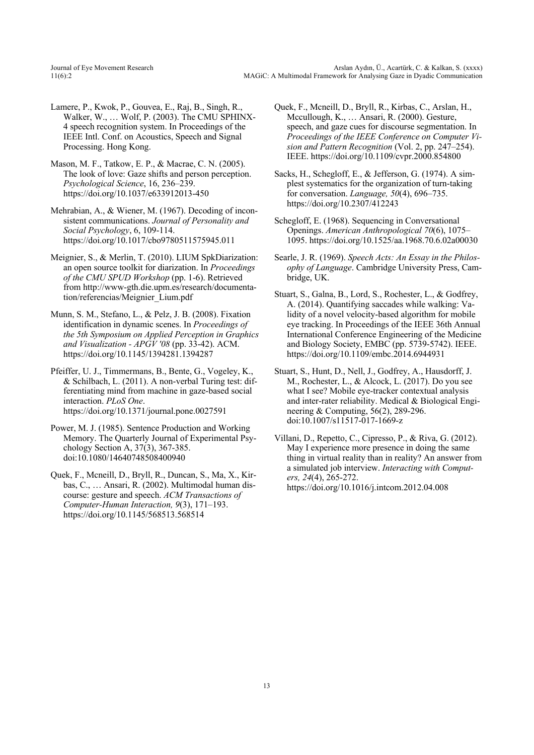Lamere, P., Kwok, P., Gouvea, E., Raj, B., Singh, R., Walker, W., … Wolf, P. (2003). The CMU SPHINX-4 speech recognition system. In Proceedings of the IEEE Intl. Conf. on Acoustics, Speech and Signal Processing. Hong Kong.

Mason, M. F., Tatkow, E. P., & Macrae, C. N. (2005). The look of love: Gaze shifts and person perception. *Psychological Science*, 16, 236–239. https://doi.org/10.1037/e633912013-450

Mehrabian, A., & Wiener, M. (1967). Decoding of inconsistent communications. *Journal of Personality and Social Psychology*, 6, 109-114. https://doi.org/10.1017/cbo9780511575945.011

Meignier, S., & Merlin, T. (2010). LIUM SpkDiarization: an open source toolkit for diarization. In *Proceedings of the CMU SPUD Workshop* (pp. 1-6). Retrieved from http://www-gth.die.upm.es/research/documentation/referencias/Meignier_Lium.pdf

Munn, S. M., Stefano, L., & Pelz, J. B. (2008). Fixation identification in dynamic scenes. In *Proceedings of the 5th Symposium on Applied Perception in Graphics and Visualization - APGV '08* (pp. 33-42). ACM. https://doi.org/10.1145/1394281.1394287

Pfeiffer, U. J., Timmermans, B., Bente, G., Vogeley, K., & Schilbach, L. (2011). A non-verbal Turing test: differentiating mind from machine in gaze-based social interaction. *PLoS One*. https://doi.org/10.1371/journal.pone.0027591

Power, M. J. (1985). Sentence Production and Working Memory. The Quarterly Journal of Experimental Psychology Section A, 37(3), 367-385. doi:10.1080/14640748508400940

Quek, F., Mcneill, D., Bryll, R., Duncan, S., Ma, X., Kirbas, C., … Ansari, R. (2002). Multimodal human discourse: gesture and speech. *ACM Transactions of Computer-Human Interaction, 9*(3), 171–193. https://doi.org/10.1145/568513.568514

Quek, F., Mcneill, D., Bryll, R., Kirbas, C., Arslan, H., Mccullough, K., … Ansari, R. (2000). Gesture, speech, and gaze cues for discourse segmentation. In *Proceedings of the IEEE Conference on Computer Vision and Pattern Recognition* (Vol. 2, pp. 247–254). IEEE. https://doi.org/10.1109/cvpr.2000.854800

Sacks, H., Schegloff, E., & Jefferson, G. (1974). A simplest systematics for the organization of turn-taking for conversation. *Language, 50*(4), 696–735. https://doi.org/10.2307/412243

Schegloff, E. (1968). Sequencing in Conversational Openings. *American Anthropological 70*(6), 1075–1095. https://doi.org/10.1525/aa.1968.70.6.02a00030

Searle, J. R. (1969). *Speech Acts: An Essay in the Philosophy of Language*. Cambridge University Press, Cambridge, UK.

Stuart, S., Galna, B., Lord, S., Rochester, L., & Godfrey, A. (2014). Quantifying saccades while walking: Validity of a novel velocity-based algorithm for mobile eye tracking. In Proceedings of the IEEE 36th Annual International Conference Engineering of the Medicine and Biology Society, EMBC (pp. 5739-5742). IEEE. https://doi.org/10.1109/embc.2014.6944931

Stuart, S., Hunt, D., Nell, J., Godfrey, A., Hausdorff, J. M., Rochester, L., & Alcock, L. (2017). Do you see what I see? Mobile eye-tracker contextual analysis and inter-rater reliability. Medical & Biological Engineering & Computing, 56(2), 289-296. doi:10.1007/s11517-017-1669-z

Villani, D., Repetto, C., Cipresso, P., & Riva, G. (2012). May I experience more presence in doing the same thing in virtual reality than in reality? An answer from a simulated job interview. *Interacting with Computers, 24*(4), 265-272. https://doi.org/10.1016/j.intcom.2012.04.008